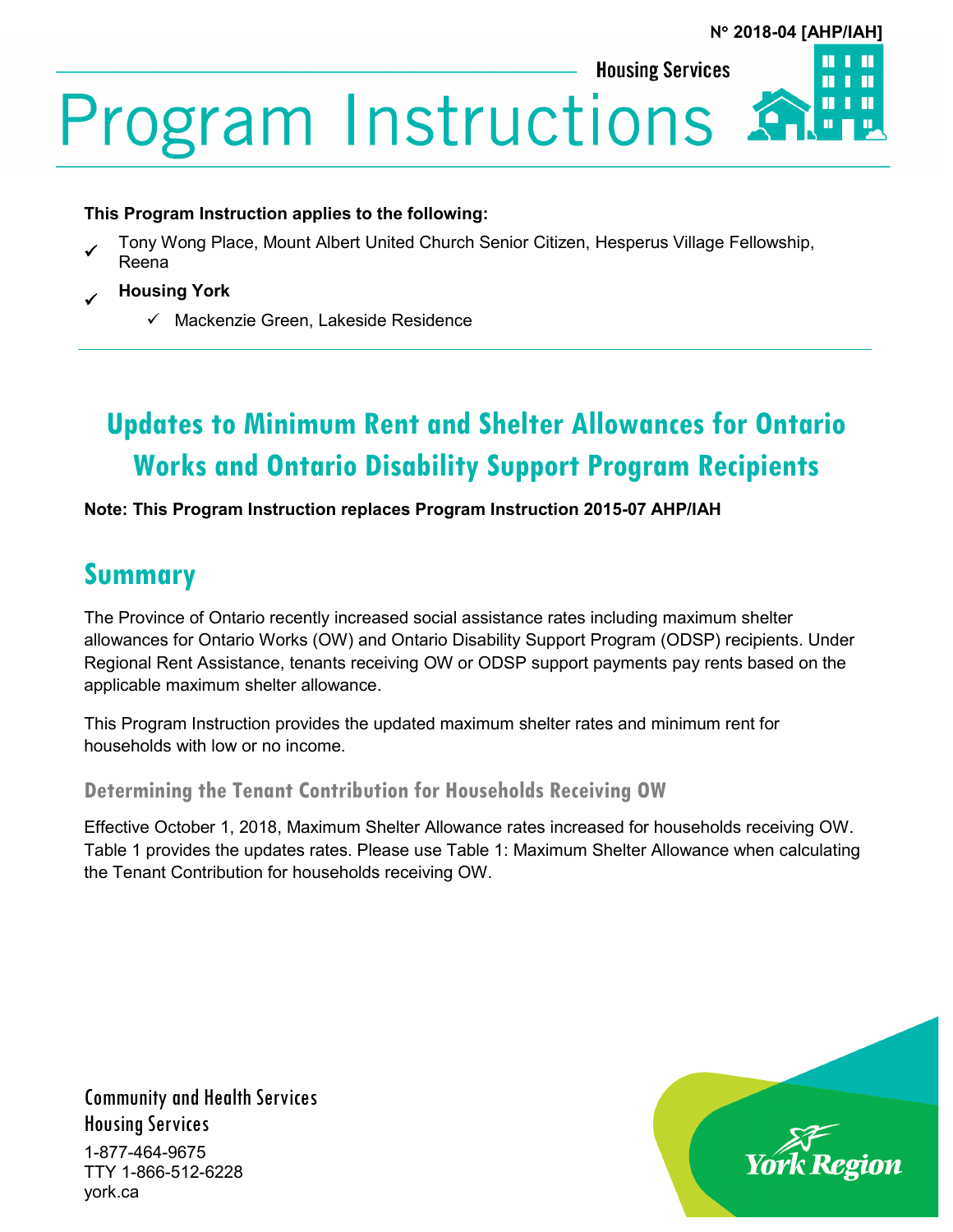N° 2018-04 [AHP/IAH]

Housing Services

# Program Instructions

**This Program Instruction applies to the following:**

- ✓ Tony Wong Place, Mount Albert United Church Senior Citizen, Hesperus Village Fellowship, Reena
- ✓ **Housing York**
  - ✓ Mackenzie Green, Lakeside Residence

## Updates to Minimum Rent and Shelter Allowances for Ontario Works and Ontario Disability Support Program Recipients

**Note: This Program Instruction replaces Program Instruction 2015-07 AHP/IAH**

## Summary

The Province of Ontario recently increased social assistance rates including maximum shelter allowances for Ontario Works (OW) and Ontario Disability Support Program (ODSP) recipients. Under Regional Rent Assistance, tenants receiving OW or ODSP support payments pay rents based on the applicable maximum shelter allowance.

This Program Instruction provides the updated maximum shelter rates and minimum rent for households with low or no income.

### Determining the Tenant Contribution for Households Receiving OW

Effective October 1, 2018, Maximum Shelter Allowance rates increased for households receiving OW. Table 1 provides the updates rates. Please use Table 1: Maximum Shelter Allowance when calculating the Tenant Contribution for households receiving OW.

Community and Health Services
Housing Services
1-877-464-9675
TTY 1-866-512-6228
york.ca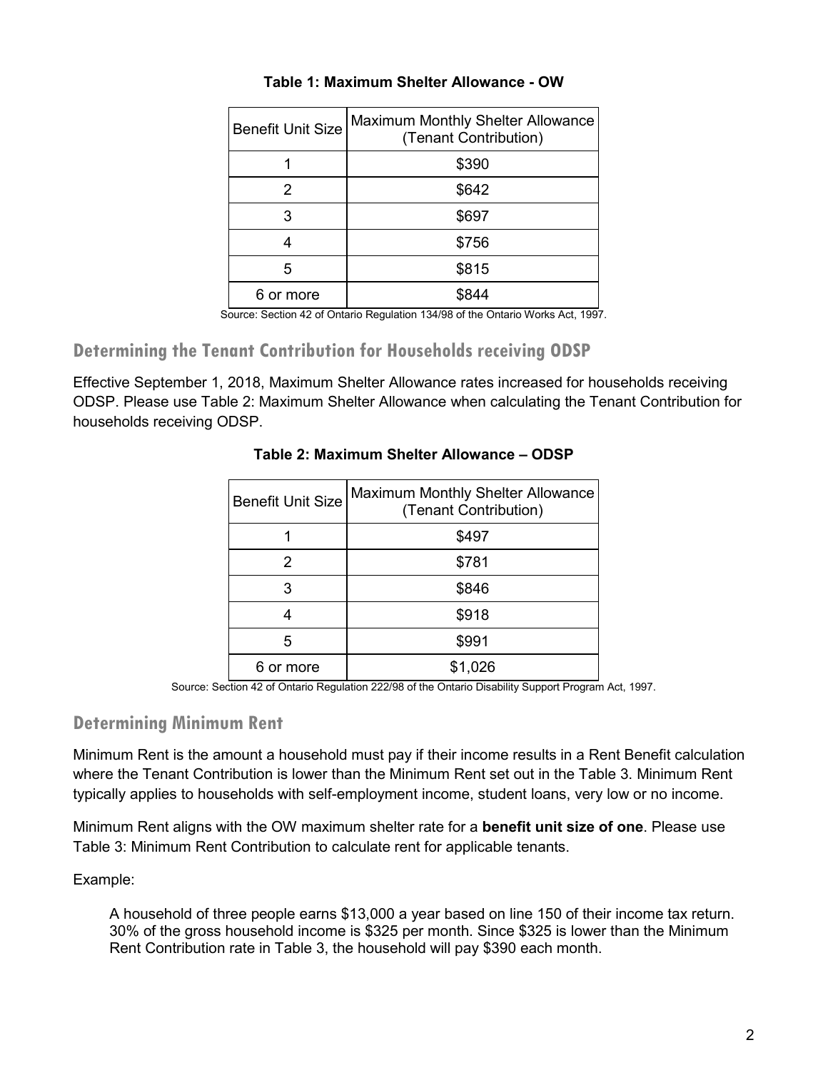**Table 1: Maximum Shelter Allowance - OW**

| Benefit Unit Size | Maximum Monthly Shelter Allowance (Tenant Contribution) |
|---|---|
| 1 | $390 |
| 2 | $642 |
| 3 | $697 |
| 4 | $756 |
| 5 | $815 |
| 6 or more | $844 |

Source: Section 42 of Ontario Regulation 134/98 of the Ontario Works Act, 1997.

## Determining the Tenant Contribution for Households receiving ODSP

Effective September 1, 2018, Maximum Shelter Allowance rates increased for households receiving ODSP. Please use Table 2: Maximum Shelter Allowance when calculating the Tenant Contribution for households receiving ODSP.

**Table 2: Maximum Shelter Allowance – ODSP**

| Benefit Unit Size | Maximum Monthly Shelter Allowance (Tenant Contribution) |
|---|---|
| 1 | $497 |
| 2 | $781 |
| 3 | $846 |
| 4 | $918 |
| 5 | $991 |
| 6 or more | $1,026 |

Source: Section 42 of Ontario Regulation 222/98 of the Ontario Disability Support Program Act, 1997.

## Determining Minimum Rent

Minimum Rent is the amount a household must pay if their income results in a Rent Benefit calculation where the Tenant Contribution is lower than the Minimum Rent set out in the Table 3. Minimum Rent typically applies to households with self-employment income, student loans, very low or no income.

Minimum Rent aligns with the OW maximum shelter rate for a **benefit unit size of one**. Please use Table 3: Minimum Rent Contribution to calculate rent for applicable tenants.

Example:

> A household of three people earns $13,000 a year based on line 150 of their income tax return. 30% of the gross household income is $325 per month. Since $325 is lower than the Minimum Rent Contribution rate in Table 3, the household will pay $390 each month.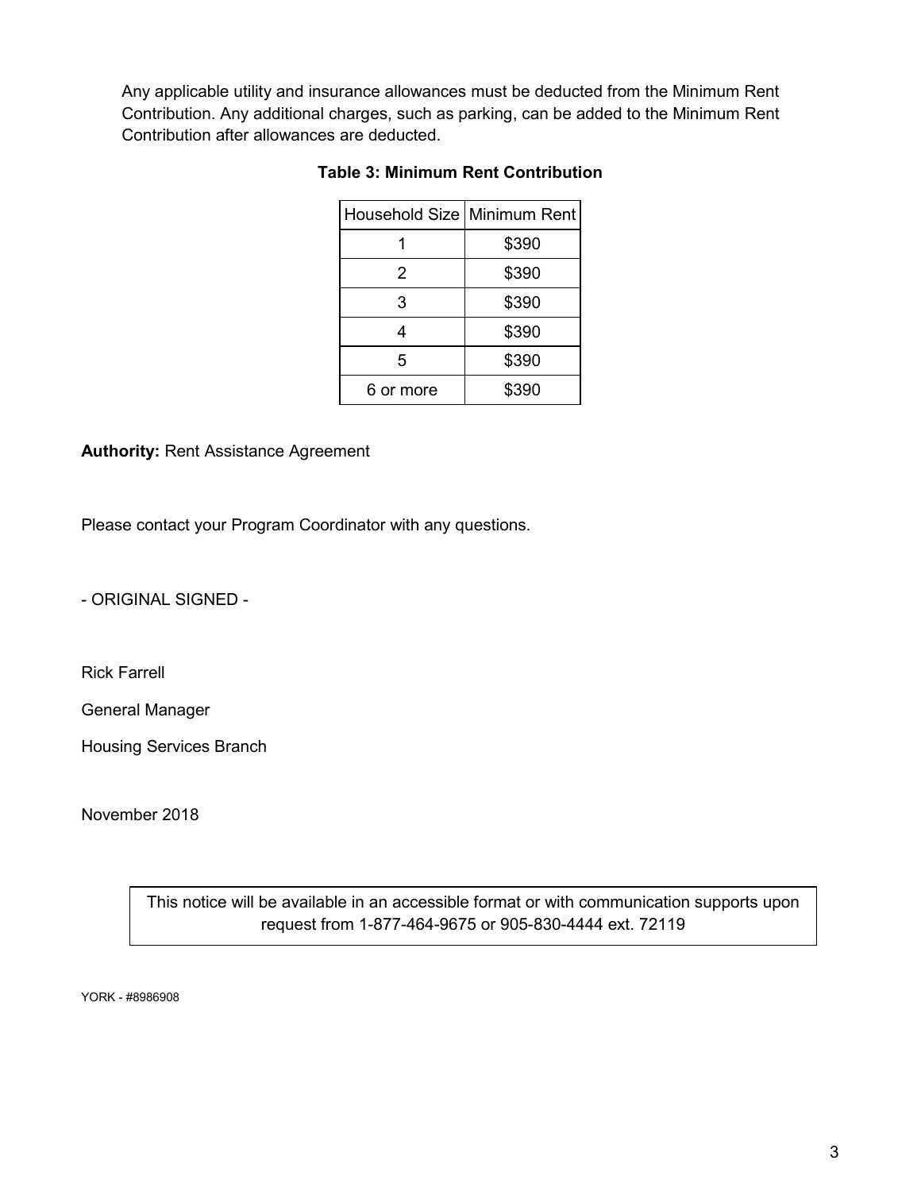Any applicable utility and insurance allowances must be deducted from the Minimum Rent Contribution. Any additional charges, such as parking, can be added to the Minimum Rent Contribution after allowances are deducted.

**Table 3: Minimum Rent Contribution**

| Household Size | Minimum Rent |
|---|---|
| 1 | $390 |
| 2 | $390 |
| 3 | $390 |
| 4 | $390 |
| 5 | $390 |
| 6 or more | $390 |

**Authority:** Rent Assistance Agreement

Please contact your Program Coordinator with any questions.

- ORIGINAL SIGNED -

Rick Farrell

General Manager

Housing Services Branch

November 2018

This notice will be available in an accessible format or with communication supports upon request from 1-877-464-9675 or 905-830-4444 ext. 72119

YORK - #8986908